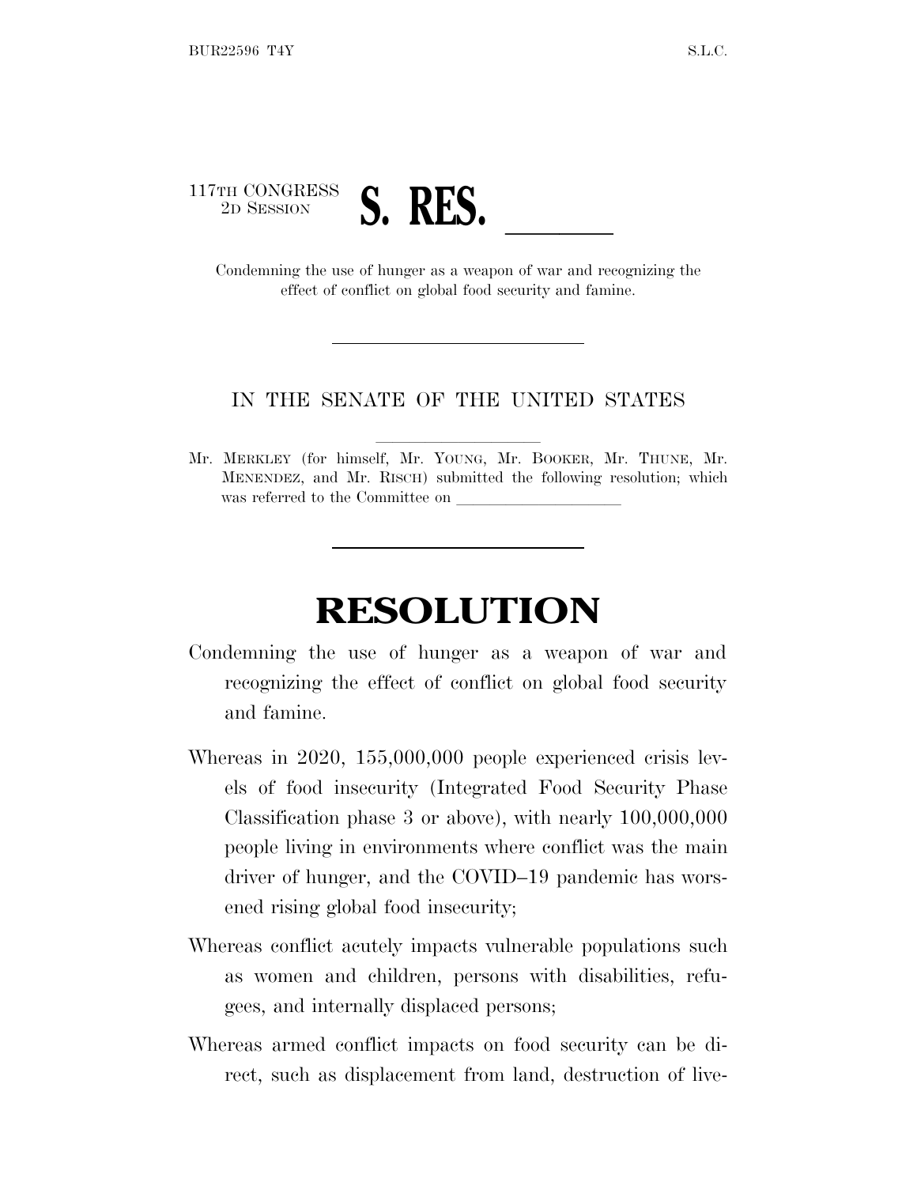117TH CONGRESS
2D SESSION

# S. RES. \_\_\_\_\_\_

Condemning the use of hunger as a weapon of war and recognizing the effect of conflict on global food security and famine.

---

IN THE SENATE OF THE UNITED STATES

---

Mr. MERKLEY (for himself, Mr. YOUNG, Mr. BOOKER, Mr. THUNE, Mr. MENENDEZ, and Mr. RISCH) submitted the following resolution; which was referred to the Committee on \_\_\_\_\_\_\_\_\_\_\_\_\_\_\_\_\_\_\_\_

---

# RESOLUTION

Condemning the use of hunger as a weapon of war and recognizing the effect of conflict on global food security and famine.

Whereas in 2020, 155,000,000 people experienced crisis levels of food insecurity (Integrated Food Security Phase Classification phase 3 or above), with nearly 100,000,000 people living in environments where conflict was the main driver of hunger, and the COVID–19 pandemic has worsened rising global food insecurity;

Whereas conflict acutely impacts vulnerable populations such as women and children, persons with disabilities, refugees, and internally displaced persons;

Whereas armed conflict impacts on food security can be direct, such as displacement from land, destruction of live-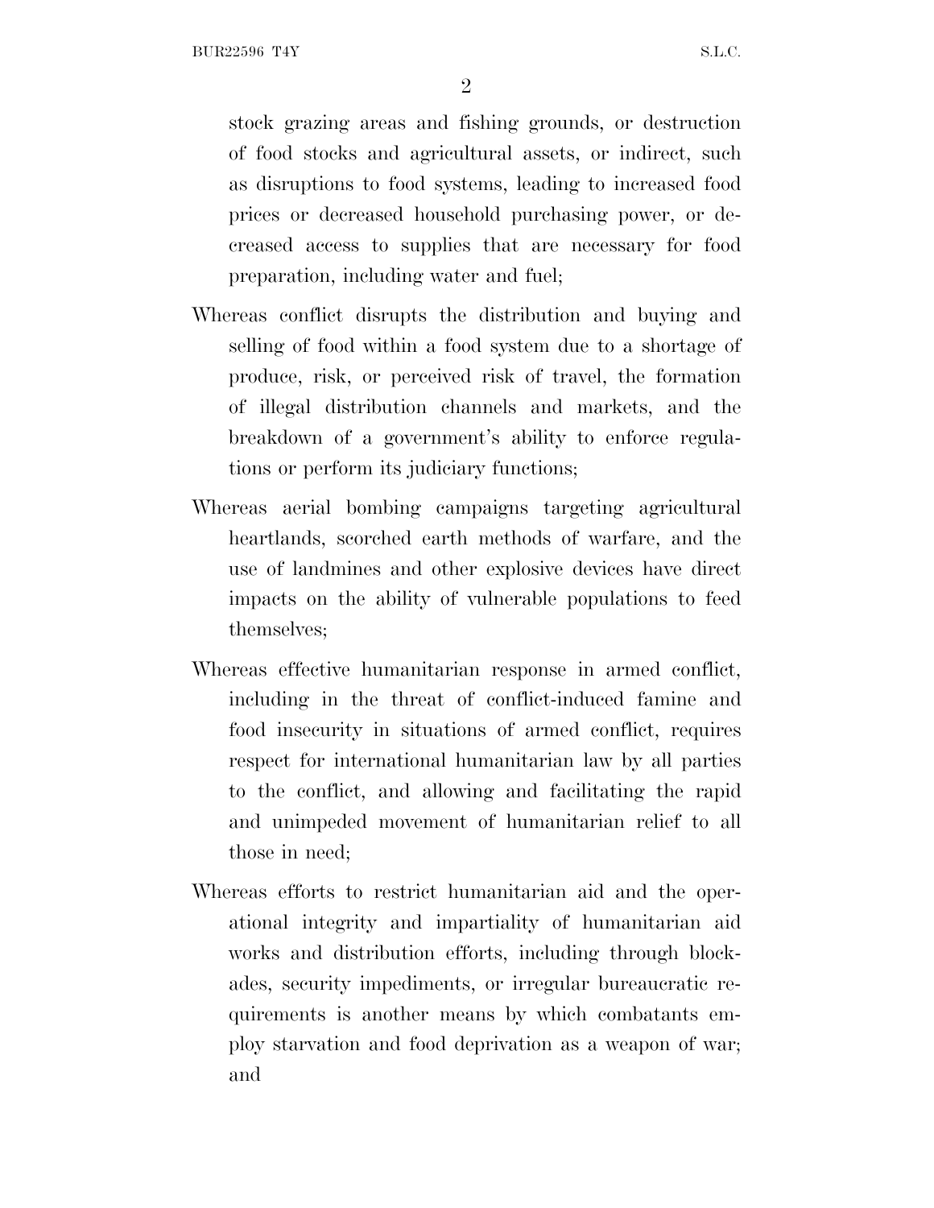stock grazing areas and fishing grounds, or destruction of food stocks and agricultural assets, or indirect, such as disruptions to food systems, leading to increased food prices or decreased household purchasing power, or decreased access to supplies that are necessary for food preparation, including water and fuel;

Whereas conflict disrupts the distribution and buying and selling of food within a food system due to a shortage of produce, risk, or perceived risk of travel, the formation of illegal distribution channels and markets, and the breakdown of a government's ability to enforce regulations or perform its judiciary functions;

Whereas aerial bombing campaigns targeting agricultural heartlands, scorched earth methods of warfare, and the use of landmines and other explosive devices have direct impacts on the ability of vulnerable populations to feed themselves;

Whereas effective humanitarian response in armed conflict, including in the threat of conflict-induced famine and food insecurity in situations of armed conflict, requires respect for international humanitarian law by all parties to the conflict, and allowing and facilitating the rapid and unimpeded movement of humanitarian relief to all those in need;

Whereas efforts to restrict humanitarian aid and the operational integrity and impartiality of humanitarian aid works and distribution efforts, including through blockades, security impediments, or irregular bureaucratic requirements is another means by which combatants employ starvation and food deprivation as a weapon of war; and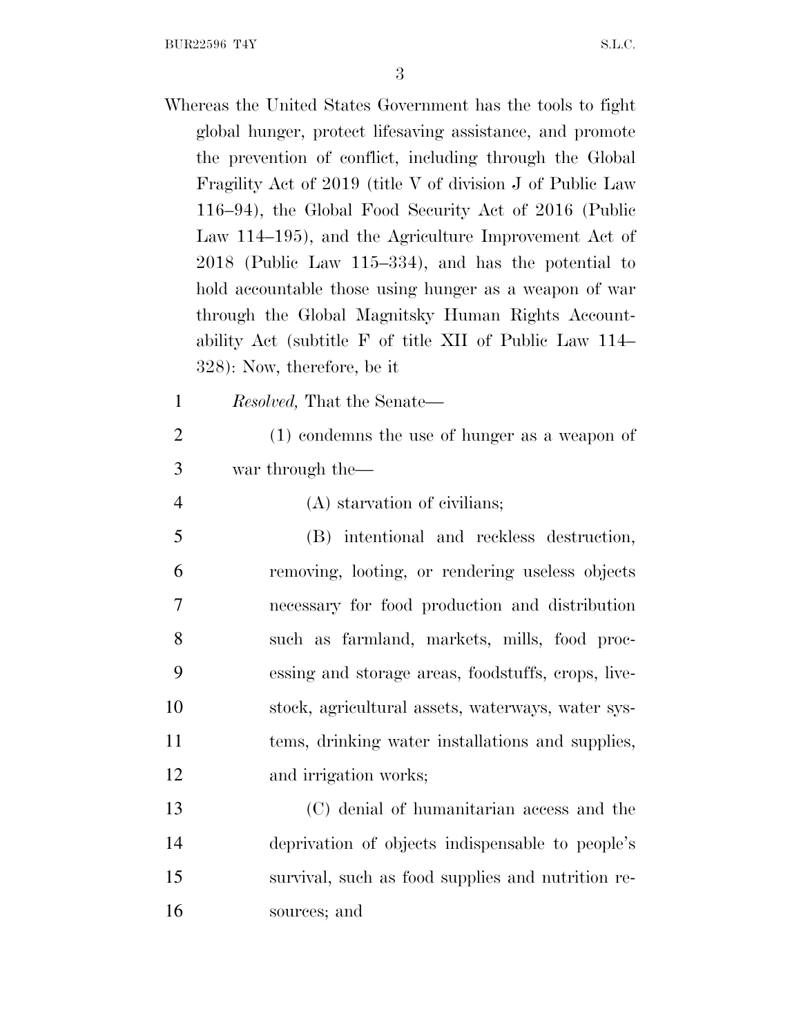Whereas the United States Government has the tools to fight global hunger, protect lifesaving assistance, and promote the prevention of conflict, including through the Global Fragility Act of 2019 (title V of division J of Public Law 116–94), the Global Food Security Act of 2016 (Public Law 114–195), and the Agriculture Improvement Act of 2018 (Public Law 115–334), and has the potential to hold accountable those using hunger as a weapon of war through the Global Magnitsky Human Rights Accountability Act (subtitle F of title XII of Public Law 114–328): Now, therefore, be it

1 *Resolved,* That the Senate—

2 (1) condemns the use of hunger as a weapon of
3 war through the—

4 (A) starvation of civilians;

5 (B) intentional and reckless destruction,
6 removing, looting, or rendering useless objects
7 necessary for food production and distribution
8 such as farmland, markets, mills, food proc-
9 essing and storage areas, foodstuffs, crops, live-
10 stock, agricultural assets, waterways, water sys-
11 tems, drinking water installations and supplies,
12 and irrigation works;

13 (C) denial of humanitarian access and the
14 deprivation of objects indispensable to people's
15 survival, such as food supplies and nutrition re-
16 sources; and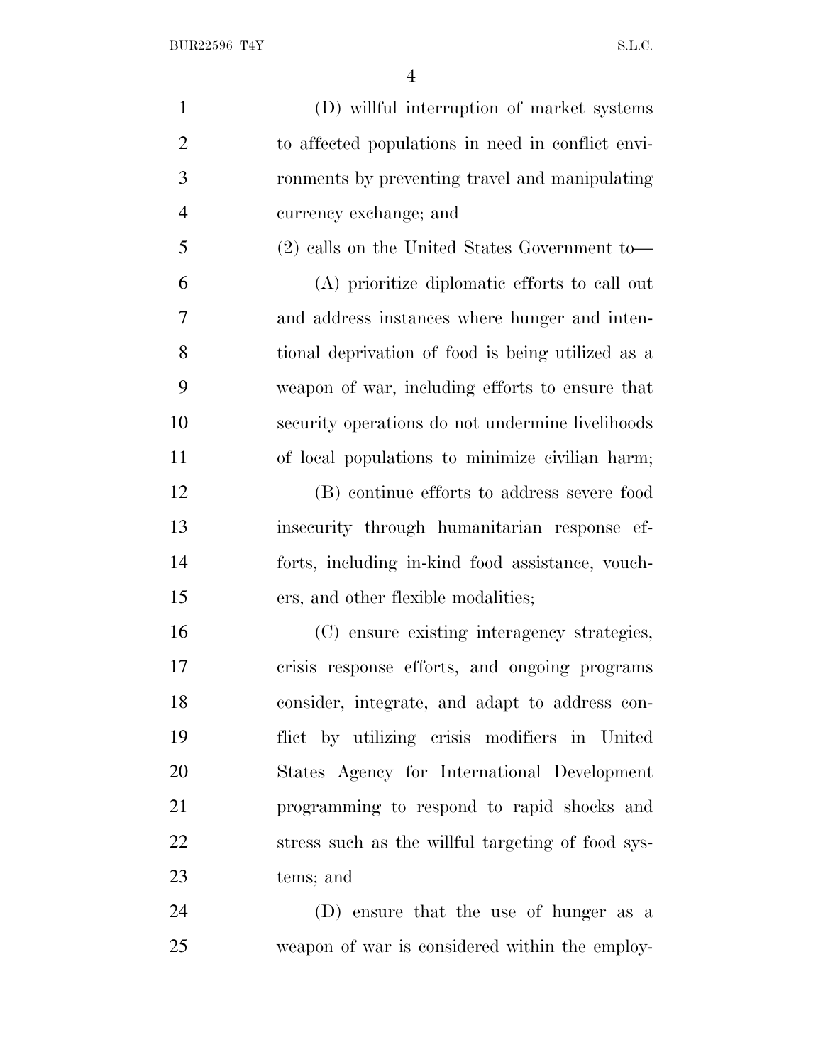(D) willful interruption of market systems to affected populations in need in conflict environments by preventing travel and manipulating currency exchange; and

(2) calls on the United States Government to—

(A) prioritize diplomatic efforts to call out and address instances where hunger and intentional deprivation of food is being utilized as a weapon of war, including efforts to ensure that security operations do not undermine livelihoods of local populations to minimize civilian harm;

(B) continue efforts to address severe food insecurity through humanitarian response efforts, including in-kind food assistance, vouchers, and other flexible modalities;

(C) ensure existing interagency strategies, crisis response efforts, and ongoing programs consider, integrate, and adapt to address conflict by utilizing crisis modifiers in United States Agency for International Development programming to respond to rapid shocks and stress such as the willful targeting of food systems; and

(D) ensure that the use of hunger as a weapon of war is considered within the employ-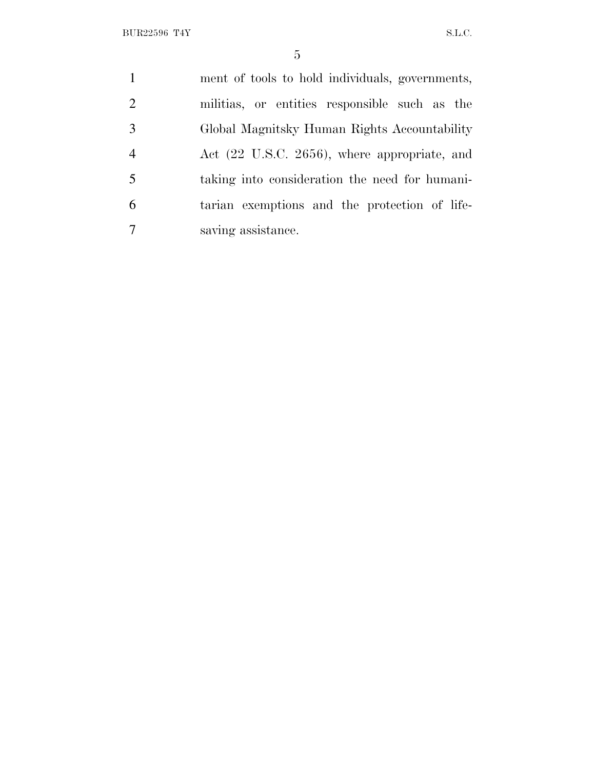ment of tools to hold individuals, governments, militias, or entities responsible such as the Global Magnitsky Human Rights Accountability Act (22 U.S.C. 2656), where appropriate, and taking into consideration the need for humanitarian exemptions and the protection of life-saving assistance.